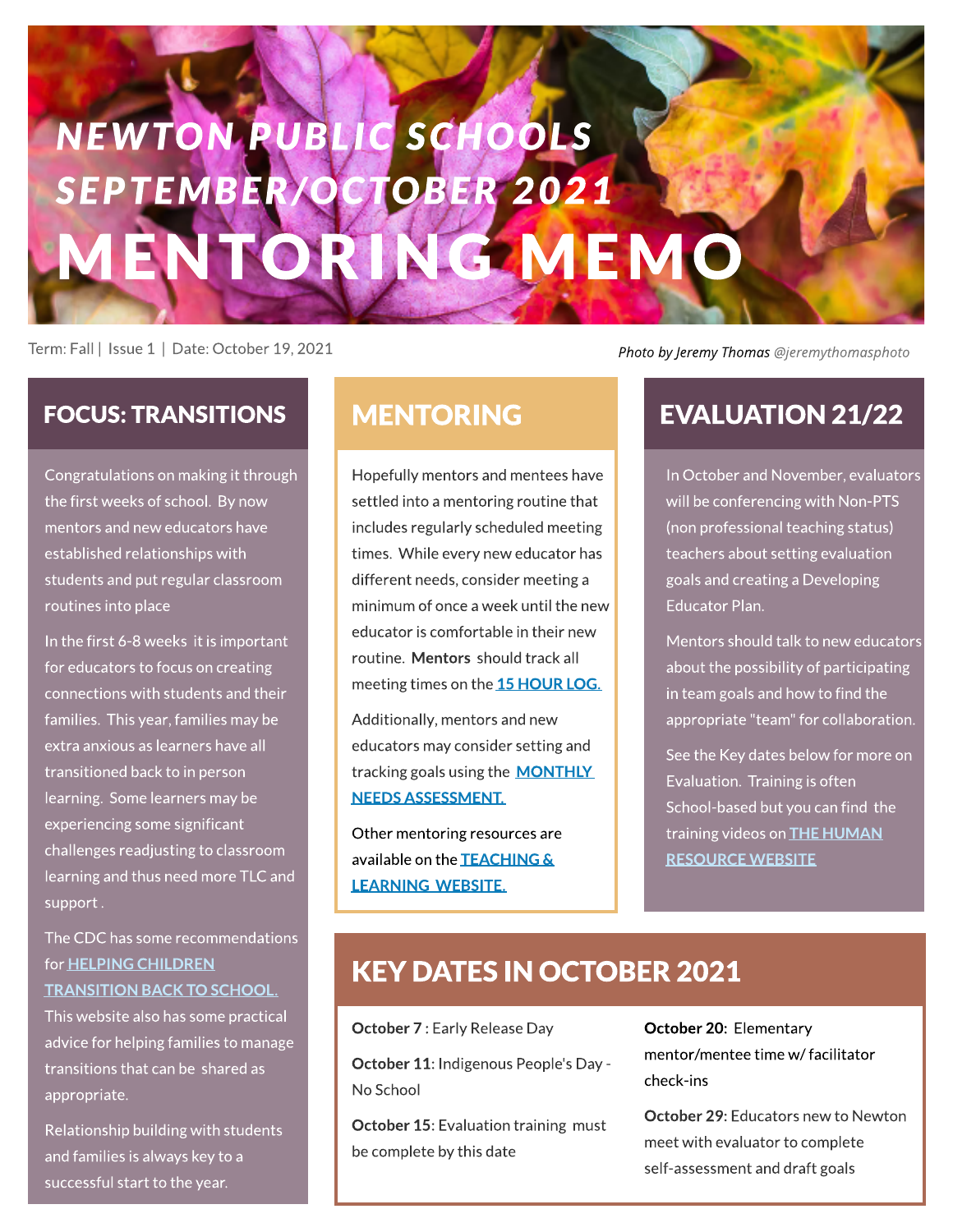# NEWTON PUBLIC SCHOOLS
## SEPTEMBER/OCTOBER 2021
# MENTORING MEMO

Term: Fall | Issue 1 | Date: October 19, 2021

*Photo by Jeremy Thomas @jeremythomasphoto*

## FOCUS: TRANSITIONS

Congratulations on making it through the first weeks of school. By now mentors and new educators have established relationships with students and put regular classroom routines into place

In the first 6-8 weeks it is important for educators to focus on creating connections with students and their families. This year, families may be extra anxious as learners have all transitioned back to in person learning. Some learners may be experiencing some significant challenges readjusting to classroom learning and thus need more TLC and support .

The CDC has some recommendations for HELPING CHILDREN TRANSITION BACK TO SCHOOL. This website also has some practical advice for helping families to manage transitions that can be shared as appropriate.

Relationship building with students and families is always key to a successful start to the year.

## MENTORING

Hopefully mentors and mentees have settled into a mentoring routine that includes regularly scheduled meeting times. While every new educator has different needs, consider meeting a minimum of once a week until the new educator is comfortable in their new routine. **Mentors** should track all meeting times on the 15 HOUR LOG.

Additionally, mentors and new educators may consider setting and tracking goals using the MONTHLY NEEDS ASSESSMENT.

Other mentoring resources are available on the TEACHING & LEARNING WEBSITE.

## EVALUATION 21/22

In October and November, evaluators will be conferencing with Non-PTS (non professional teaching status) teachers about setting evaluation goals and creating a Developing Educator Plan.

Mentors should talk to new educators about the possibility of participating in team goals and how to find the appropriate "team" for collaboration.

See the Key dates below for more on Evaluation. Training is often School-based but you can find the training videos on THE HUMAN RESOURCE WEBSITE

## KEY DATES IN OCTOBER 2021

**October 7** : Early Release Day

**October 11**: Indigenous People's Day - No School

**October 15**: Evaluation training must be complete by this date

**October 20**: Elementary mentor/mentee time w/ facilitator check-ins

**October 29**: Educators new to Newton meet with evaluator to complete self-assessment and draft goals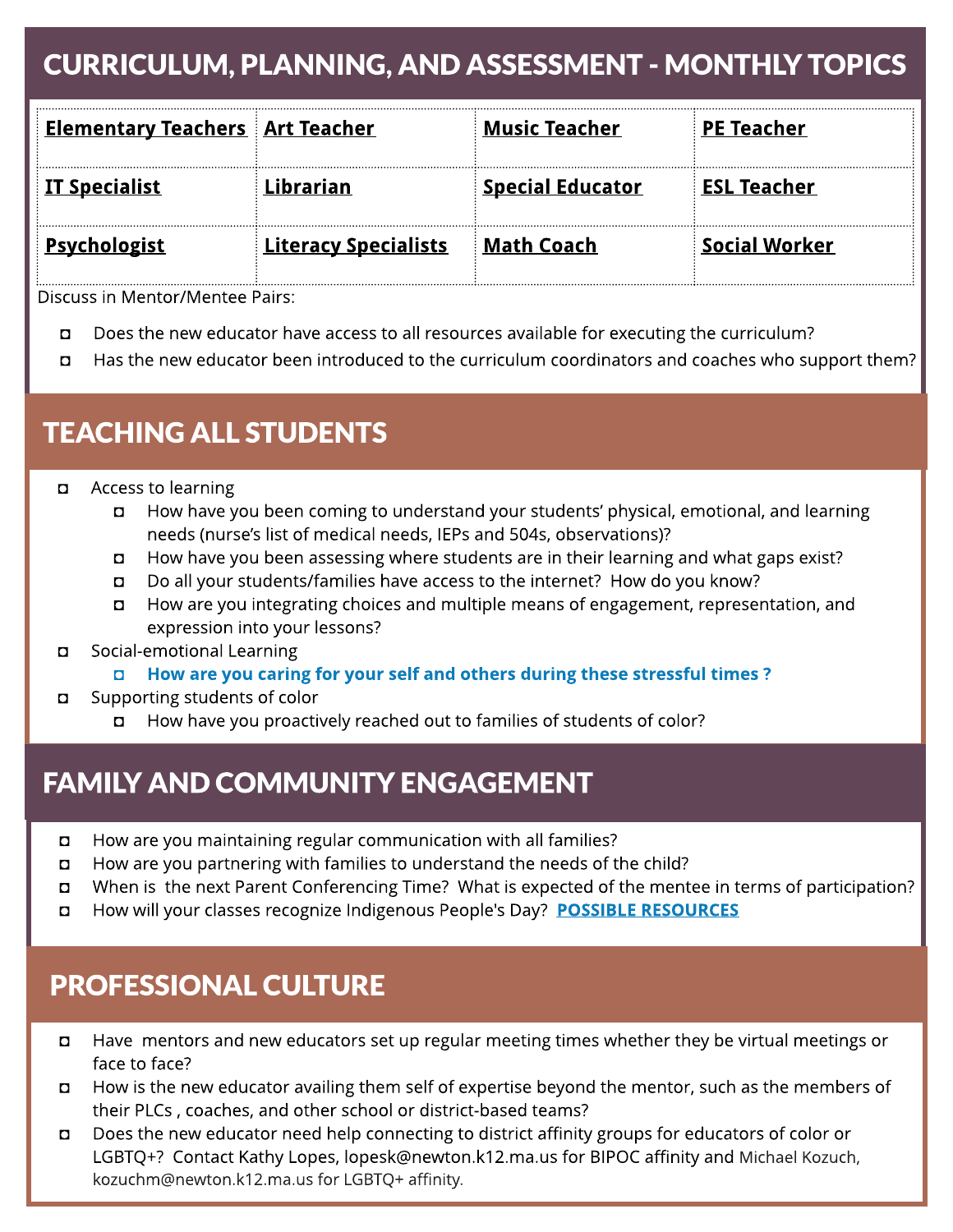## CURRICULUM, PLANNING, AND ASSESSMENT - MONTHLY TOPICS

| | | | |
|---|---|---|---|
| **Elementary Teachers** | **Art Teacher** | **Music Teacher** | **PE Teacher** |
| **IT Specialist** | **Librarian** | **Special Educator** | **ESL Teacher** |
| **Psychologist** | **Literacy Specialists** | **Math Coach** | **Social Worker** |

Discuss in Mentor/Mentee Pairs:

- Does the new educator have access to all resources available for executing the curriculum?
- Has the new educator been introduced to the curriculum coordinators and coaches who support them?

## TEACHING ALL STUDENTS

- Access to learning
  - How have you been coming to understand your students' physical, emotional, and learning needs (nurse's list of medical needs, IEPs and 504s, observations)?
  - How have you been assessing where students are in their learning and what gaps exist?
  - Do all your students/families have access to the internet? How do you know?
  - How are you integrating choices and multiple means of engagement, representation, and expression into your lessons?
- Social-emotional Learning
  - **How are you caring for your self and others during these stressful times ?**
- Supporting students of color
  - How have you proactively reached out to families of students of color?

## FAMILY AND COMMUNITY ENGAGEMENT

- How are you maintaining regular communication with all families?
- How are you partnering with families to understand the needs of the child?
- When is the next Parent Conferencing Time? What is expected of the mentee in terms of participation?
- How will your classes recognize Indigenous People's Day? **POSSIBLE RESOURCES**

## PROFESSIONAL CULTURE

- Have mentors and new educators set up regular meeting times whether they be virtual meetings or face to face?
- How is the new educator availing them self of expertise beyond the mentor, such as the members of their PLCs , coaches, and other school or district-based teams?
- Does the new educator need help connecting to district affinity groups for educators of color or LGBTQ+? Contact Kathy Lopes, lopesk@newton.k12.ma.us for BIPOC affinity and Michael Kozuch, kozuchm@newton.k12.ma.us for LGBTQ+ affinity.